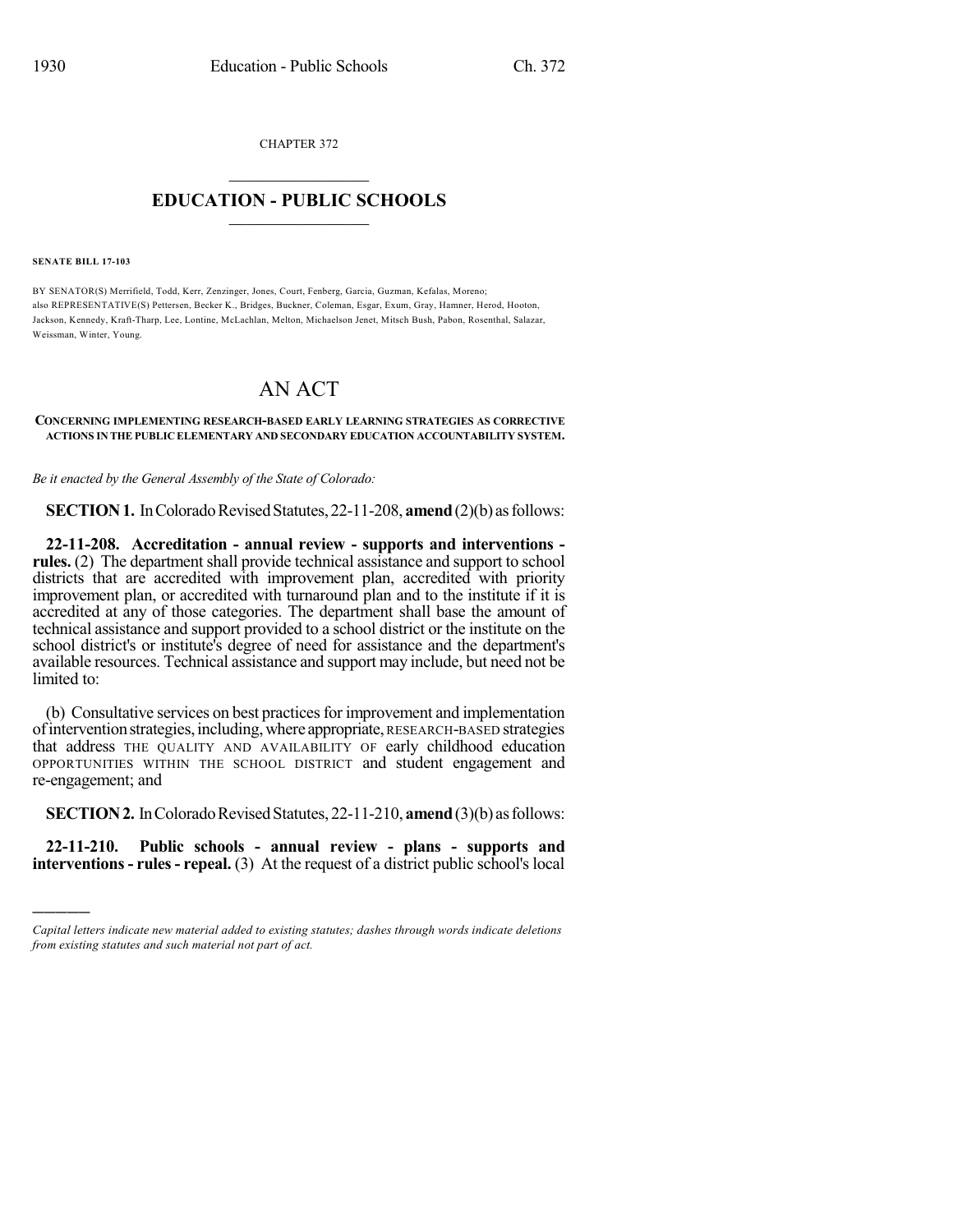CHAPTER 372

# EDUCATION - PUBLIC SCHOOLS

**SENATE BILL 17-103**

BY SENATOR(S) Merrifield, Todd, Kerr, Zenzinger, Jones, Court, Fenberg, Garcia, Guzman, Kefalas, Moreno;
also REPRESENTATIVE(S) Pettersen, Becker K., Bridges, Buckner, Coleman, Esgar, Exum, Gray, Hamner, Herod, Hooton, Jackson, Kennedy, Kraft-Tharp, Lee, Lontine, McLachlan, Melton, Michaelson Jenet, Mitsch Bush, Pabon, Rosenthal, Salazar, Weissman, Winter, Young.

# AN ACT

**CONCERNING IMPLEMENTING RESEARCH-BASED EARLY LEARNING STRATEGIES AS CORRECTIVE ACTIONS IN THE PUBLIC ELEMENTARY AND SECONDARY EDUCATION ACCOUNTABILITY SYSTEM.**

*Be it enacted by the General Assembly of the State of Colorado:*

**SECTION 1.** In Colorado Revised Statutes, 22-11-208, **amend** (2)(b) as follows:

**22-11-208. Accreditation - annual review - supports and interventions - rules.** (2) The department shall provide technical assistance and support to school districts that are accredited with improvement plan, accredited with priority improvement plan, or accredited with turnaround plan and to the institute if it is accredited at any of those categories. The department shall base the amount of technical assistance and support provided to a school district or the institute on the school district's or institute's degree of need for assistance and the department's available resources. Technical assistance and support may include, but need not be limited to:

(b) Consultative services on best practices for improvement and implementation of intervention strategies, including, where appropriate, RESEARCH-BASED strategies that address THE QUALITY AND AVAILABILITY OF early childhood education OPPORTUNITIES WITHIN THE SCHOOL DISTRICT and student engagement and re-engagement; and

**SECTION 2.** In Colorado Revised Statutes, 22-11-210, **amend** (3)(b) as follows:

**22-11-210. Public schools - annual review - plans - supports and interventions - rules - repeal.** (3) At the request of a district public school's local

*Capital letters indicate new material added to existing statutes; dashes through words indicate deletions from existing statutes and such material not part of act.*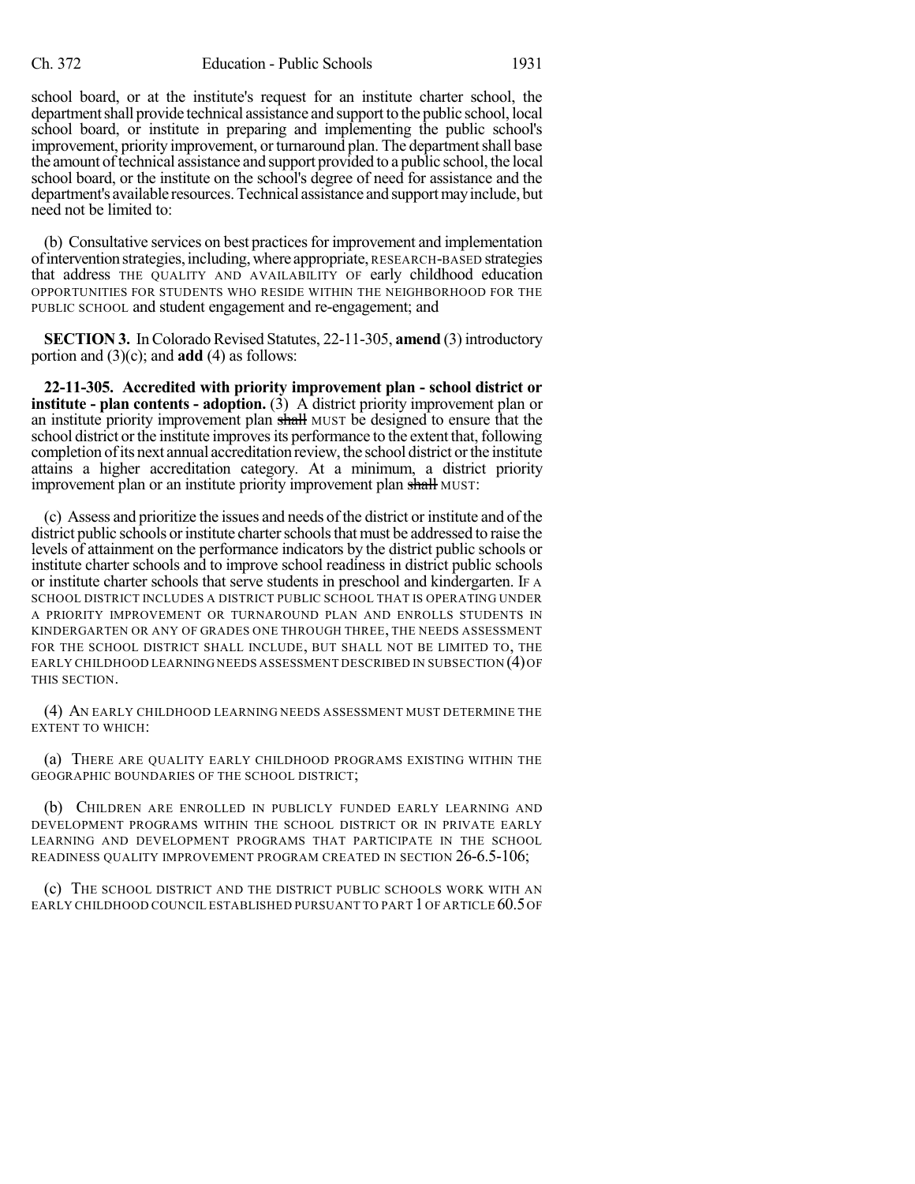school board, or at the institute's request for an institute charter school, the department shall provide technical assistance and support to the public school, local school board, or institute in preparing and implementing the public school's improvement, priority improvement, or turnaround plan. The department shall base the amount of technical assistance and support provided to a public school, the local school board, or the institute on the school's degree of need for assistance and the department's available resources. Technical assistance and support may include, but need not be limited to:

(b) Consultative services on best practices for improvement and implementation of intervention strategies, including, where appropriate, RESEARCH-BASED strategies that address THE QUALITY AND AVAILABILITY OF early childhood education OPPORTUNITIES FOR STUDENTS WHO RESIDE WITHIN THE NEIGHBORHOOD FOR THE PUBLIC SCHOOL and student engagement and re-engagement; and

**SECTION 3.** In Colorado Revised Statutes, 22-11-305, **amend** (3) introductory portion and (3)(c); and **add** (4) as follows:

**22-11-305. Accredited with priority improvement plan - school district or institute - plan contents - adoption.** (3) A district priority improvement plan or an institute priority improvement plan ~~shall~~ MUST be designed to ensure that the school district or the institute improves its performance to the extent that, following completion of its next annual accreditation review, the school district or the institute attains a higher accreditation category. At a minimum, a district priority improvement plan or an institute priority improvement plan ~~shall~~ MUST:

(c) Assess and prioritize the issues and needs of the district or institute and of the district public schools or institute charter schools that must be addressed to raise the levels of attainment on the performance indicators by the district public schools or institute charter schools and to improve school readiness in district public schools or institute charter schools that serve students in preschool and kindergarten. IF A SCHOOL DISTRICT INCLUDES A DISTRICT PUBLIC SCHOOL THAT IS OPERATING UNDER A PRIORITY IMPROVEMENT OR TURNAROUND PLAN AND ENROLLS STUDENTS IN KINDERGARTEN OR ANY OF GRADES ONE THROUGH THREE, THE NEEDS ASSESSMENT FOR THE SCHOOL DISTRICT SHALL INCLUDE, BUT SHALL NOT BE LIMITED TO, THE EARLY CHILDHOOD LEARNING NEEDS ASSESSMENT DESCRIBED IN SUBSECTION (4) OF THIS SECTION.

(4) AN EARLY CHILDHOOD LEARNING NEEDS ASSESSMENT MUST DETERMINE THE EXTENT TO WHICH:

(a) THERE ARE QUALITY EARLY CHILDHOOD PROGRAMS EXISTING WITHIN THE GEOGRAPHIC BOUNDARIES OF THE SCHOOL DISTRICT;

(b) CHILDREN ARE ENROLLED IN PUBLICLY FUNDED EARLY LEARNING AND DEVELOPMENT PROGRAMS WITHIN THE SCHOOL DISTRICT OR IN PRIVATE EARLY LEARNING AND DEVELOPMENT PROGRAMS THAT PARTICIPATE IN THE SCHOOL READINESS QUALITY IMPROVEMENT PROGRAM CREATED IN SECTION 26-6.5-106;

(c) THE SCHOOL DISTRICT AND THE DISTRICT PUBLIC SCHOOLS WORK WITH AN EARLY CHILDHOOD COUNCIL ESTABLISHED PURSUANT TO PART 1 OF ARTICLE 60.5 OF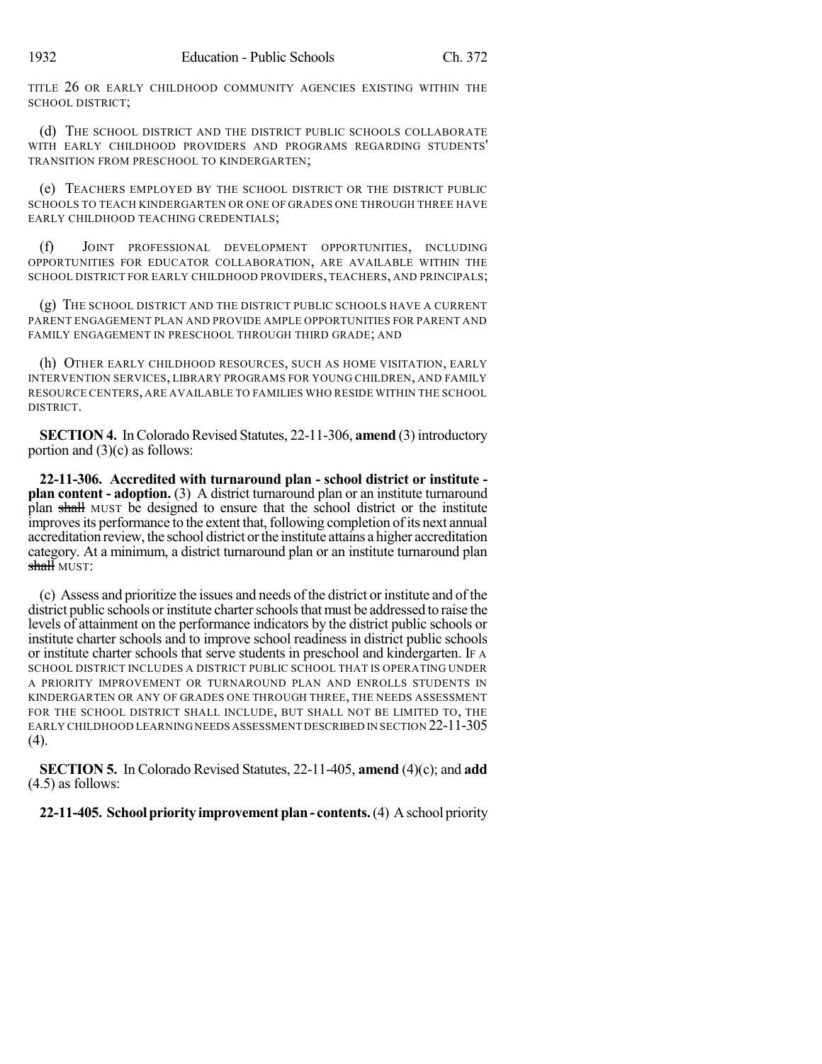TITLE 26 OR EARLY CHILDHOOD COMMUNITY AGENCIES EXISTING WITHIN THE SCHOOL DISTRICT;

(d) THE SCHOOL DISTRICT AND THE DISTRICT PUBLIC SCHOOLS COLLABORATE WITH EARLY CHILDHOOD PROVIDERS AND PROGRAMS REGARDING STUDENTS' TRANSITION FROM PRESCHOOL TO KINDERGARTEN;

(e) TEACHERS EMPLOYED BY THE SCHOOL DISTRICT OR THE DISTRICT PUBLIC SCHOOLS TO TEACH KINDERGARTEN OR ONE OF GRADES ONE THROUGH THREE HAVE EARLY CHILDHOOD TEACHING CREDENTIALS;

(f) JOINT PROFESSIONAL DEVELOPMENT OPPORTUNITIES, INCLUDING OPPORTUNITIES FOR EDUCATOR COLLABORATION, ARE AVAILABLE WITHIN THE SCHOOL DISTRICT FOR EARLY CHILDHOOD PROVIDERS, TEACHERS, AND PRINCIPALS;

(g) THE SCHOOL DISTRICT AND THE DISTRICT PUBLIC SCHOOLS HAVE A CURRENT PARENT ENGAGEMENT PLAN AND PROVIDE AMPLE OPPORTUNITIES FOR PARENT AND FAMILY ENGAGEMENT IN PRESCHOOL THROUGH THIRD GRADE; AND

(h) OTHER EARLY CHILDHOOD RESOURCES, SUCH AS HOME VISITATION, EARLY INTERVENTION SERVICES, LIBRARY PROGRAMS FOR YOUNG CHILDREN, AND FAMILY RESOURCE CENTERS, ARE AVAILABLE TO FAMILIES WHO RESIDE WITHIN THE SCHOOL DISTRICT.

**SECTION 4.** In Colorado Revised Statutes, 22-11-306, **amend** (3) introductory portion and (3)(c) as follows:

**22-11-306. Accredited with turnaround plan - school district or institute - plan content - adoption.** (3) A district turnaround plan or an institute turnaround plan ~~shall~~ MUST be designed to ensure that the school district or the institute improves its performance to the extent that, following completion of its next annual accreditation review, the school district or the institute attains a higher accreditation category. At a minimum, a district turnaround plan or an institute turnaround plan ~~shall~~ MUST:

(c) Assess and prioritize the issues and needs of the district or institute and of the district public schools or institute charter schools that must be addressed to raise the levels of attainment on the performance indicators by the district public schools or institute charter schools and to improve school readiness in district public schools or institute charter schools that serve students in preschool and kindergarten. IF A SCHOOL DISTRICT INCLUDES A DISTRICT PUBLIC SCHOOL THAT IS OPERATING UNDER A PRIORITY IMPROVEMENT OR TURNAROUND PLAN AND ENROLLS STUDENTS IN KINDERGARTEN OR ANY OF GRADES ONE THROUGH THREE, THE NEEDS ASSESSMENT FOR THE SCHOOL DISTRICT SHALL INCLUDE, BUT SHALL NOT BE LIMITED TO, THE EARLY CHILDHOOD LEARNING NEEDS ASSESSMENT DESCRIBED IN SECTION 22-11-305 (4).

**SECTION 5.** In Colorado Revised Statutes, 22-11-405, **amend** (4)(c); and **add** (4.5) as follows:

**22-11-405. School priority improvement plan - contents.** (4) A school priority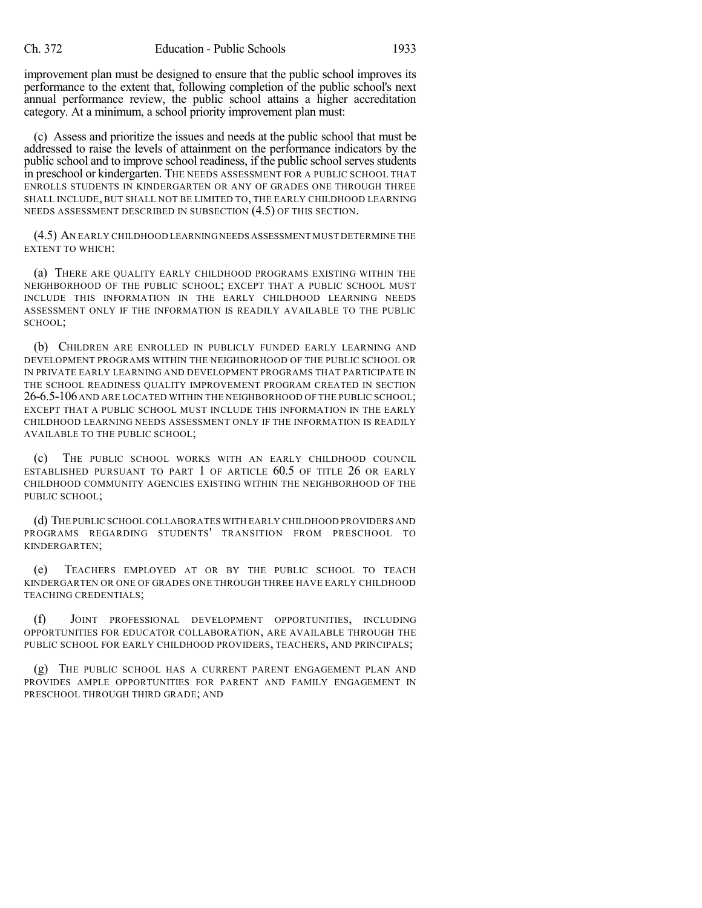improvement plan must be designed to ensure that the public school improves its performance to the extent that, following completion of the public school's next annual performance review, the public school attains a higher accreditation category. At a minimum, a school priority improvement plan must:

(c) Assess and prioritize the issues and needs at the public school that must be addressed to raise the levels of attainment on the performance indicators by the public school and to improve school readiness, if the public school serves students in preschool or kindergarten. THE NEEDS ASSESSMENT FOR A PUBLIC SCHOOL THAT ENROLLS STUDENTS IN KINDERGARTEN OR ANY OF GRADES ONE THROUGH THREE SHALL INCLUDE, BUT SHALL NOT BE LIMITED TO, THE EARLY CHILDHOOD LEARNING NEEDS ASSESSMENT DESCRIBED IN SUBSECTION (4.5) OF THIS SECTION.

(4.5) AN EARLY CHILDHOOD LEARNING NEEDS ASSESSMENT MUST DETERMINE THE EXTENT TO WHICH:

(a) THERE ARE QUALITY EARLY CHILDHOOD PROGRAMS EXISTING WITHIN THE NEIGHBORHOOD OF THE PUBLIC SCHOOL; EXCEPT THAT A PUBLIC SCHOOL MUST INCLUDE THIS INFORMATION IN THE EARLY CHILDHOOD LEARNING NEEDS ASSESSMENT ONLY IF THE INFORMATION IS READILY AVAILABLE TO THE PUBLIC SCHOOL;

(b) CHILDREN ARE ENROLLED IN PUBLICLY FUNDED EARLY LEARNING AND DEVELOPMENT PROGRAMS WITHIN THE NEIGHBORHOOD OF THE PUBLIC SCHOOL OR IN PRIVATE EARLY LEARNING AND DEVELOPMENT PROGRAMS THAT PARTICIPATE IN THE SCHOOL READINESS QUALITY IMPROVEMENT PROGRAM CREATED IN SECTION 26-6.5-106 AND ARE LOCATED WITHIN THE NEIGHBORHOOD OF THE PUBLIC SCHOOL; EXCEPT THAT A PUBLIC SCHOOL MUST INCLUDE THIS INFORMATION IN THE EARLY CHILDHOOD LEARNING NEEDS ASSESSMENT ONLY IF THE INFORMATION IS READILY AVAILABLE TO THE PUBLIC SCHOOL;

(c) THE PUBLIC SCHOOL WORKS WITH AN EARLY CHILDHOOD COUNCIL ESTABLISHED PURSUANT TO PART 1 OF ARTICLE 60.5 OF TITLE 26 OR EARLY CHILDHOOD COMMUNITY AGENCIES EXISTING WITHIN THE NEIGHBORHOOD OF THE PUBLIC SCHOOL;

(d) THE PUBLIC SCHOOL COLLABORATES WITH EARLY CHILDHOOD PROVIDERS AND PROGRAMS REGARDING STUDENTS' TRANSITION FROM PRESCHOOL TO KINDERGARTEN;

(e) TEACHERS EMPLOYED AT OR BY THE PUBLIC SCHOOL TO TEACH KINDERGARTEN OR ONE OF GRADES ONE THROUGH THREE HAVE EARLY CHILDHOOD TEACHING CREDENTIALS;

(f) JOINT PROFESSIONAL DEVELOPMENT OPPORTUNITIES, INCLUDING OPPORTUNITIES FOR EDUCATOR COLLABORATION, ARE AVAILABLE THROUGH THE PUBLIC SCHOOL FOR EARLY CHILDHOOD PROVIDERS, TEACHERS, AND PRINCIPALS;

(g) THE PUBLIC SCHOOL HAS A CURRENT PARENT ENGAGEMENT PLAN AND PROVIDES AMPLE OPPORTUNITIES FOR PARENT AND FAMILY ENGAGEMENT IN PRESCHOOL THROUGH THIRD GRADE; AND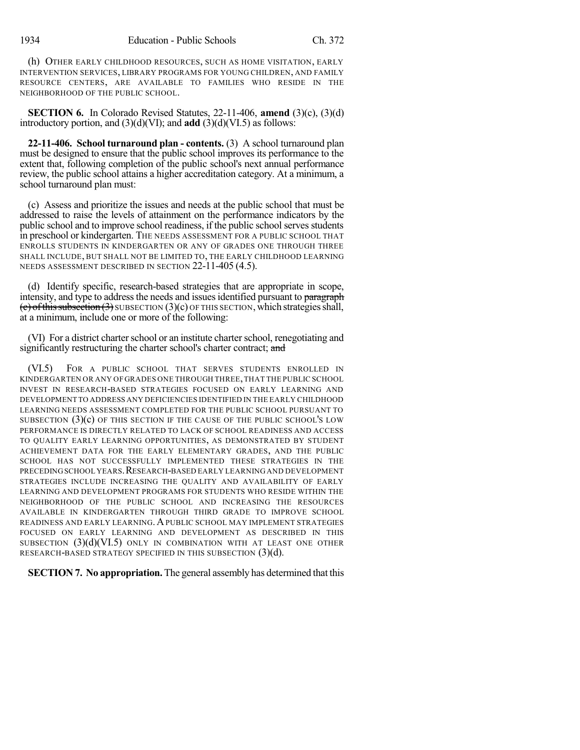(h) OTHER EARLY CHILDHOOD RESOURCES, SUCH AS HOME VISITATION, EARLY INTERVENTION SERVICES, LIBRARY PROGRAMS FOR YOUNG CHILDREN, AND FAMILY RESOURCE CENTERS, ARE AVAILABLE TO FAMILIES WHO RESIDE IN THE NEIGHBORHOOD OF THE PUBLIC SCHOOL.

**SECTION 6.** In Colorado Revised Statutes, 22-11-406, **amend** (3)(c), (3)(d) introductory portion, and (3)(d)(VI); and **add** (3)(d)(VI.5) as follows:

**22-11-406. School turnaround plan - contents.** (3) A school turnaround plan must be designed to ensure that the public school improves its performance to the extent that, following completion of the public school's next annual performance review, the public school attains a higher accreditation category. At a minimum, a school turnaround plan must:

(c) Assess and prioritize the issues and needs at the public school that must be addressed to raise the levels of attainment on the performance indicators by the public school and to improve school readiness, if the public school serves students in preschool or kindergarten. THE NEEDS ASSESSMENT FOR A PUBLIC SCHOOL THAT ENROLLS STUDENTS IN KINDERGARTEN OR ANY OF GRADES ONE THROUGH THREE SHALL INCLUDE, BUT SHALL NOT BE LIMITED TO, THE EARLY CHILDHOOD LEARNING NEEDS ASSESSMENT DESCRIBED IN SECTION 22-11-405 (4.5).

(d) Identify specific, research-based strategies that are appropriate in scope, intensity, and type to address the needs and issues identified pursuant to ~~paragraph (c) of this subsection (3)~~ SUBSECTION (3)(c) OF THIS SECTION, which strategies shall, at a minimum, include one or more of the following:

(VI) For a district charter school or an institute charter school, renegotiating and significantly restructuring the charter school's charter contract; ~~and~~

(VI.5) FOR A PUBLIC SCHOOL THAT SERVES STUDENTS ENROLLED IN KINDERGARTEN OR ANY OF GRADES ONE THROUGH THREE, THAT THE PUBLIC SCHOOL INVEST IN RESEARCH-BASED STRATEGIES FOCUSED ON EARLY LEARNING AND DEVELOPMENT TO ADDRESS ANY DEFICIENCIES IDENTIFIED IN THE EARLY CHILDHOOD LEARNING NEEDS ASSESSMENT COMPLETED FOR THE PUBLIC SCHOOL PURSUANT TO SUBSECTION (3)(c) OF THIS SECTION IF THE CAUSE OF THE PUBLIC SCHOOL'S LOW PERFORMANCE IS DIRECTLY RELATED TO LACK OF SCHOOL READINESS AND ACCESS TO QUALITY EARLY LEARNING OPPORTUNITIES, AS DEMONSTRATED BY STUDENT ACHIEVEMENT DATA FOR THE EARLY ELEMENTARY GRADES, AND THE PUBLIC SCHOOL HAS NOT SUCCESSFULLY IMPLEMENTED THESE STRATEGIES IN THE PRECEDING SCHOOL YEARS. RESEARCH-BASED EARLY LEARNING AND DEVELOPMENT STRATEGIES INCLUDE INCREASING THE QUALITY AND AVAILABILITY OF EARLY LEARNING AND DEVELOPMENT PROGRAMS FOR STUDENTS WHO RESIDE WITHIN THE NEIGHBORHOOD OF THE PUBLIC SCHOOL AND INCREASING THE RESOURCES AVAILABLE IN KINDERGARTEN THROUGH THIRD GRADE TO IMPROVE SCHOOL READINESS AND EARLY LEARNING. A PUBLIC SCHOOL MAY IMPLEMENT STRATEGIES FOCUSED ON EARLY LEARNING AND DEVELOPMENT AS DESCRIBED IN THIS SUBSECTION (3)(d)(VI.5) ONLY IN COMBINATION WITH AT LEAST ONE OTHER RESEARCH-BASED STRATEGY SPECIFIED IN THIS SUBSECTION (3)(d).

**SECTION 7. No appropriation.** The general assembly has determined that this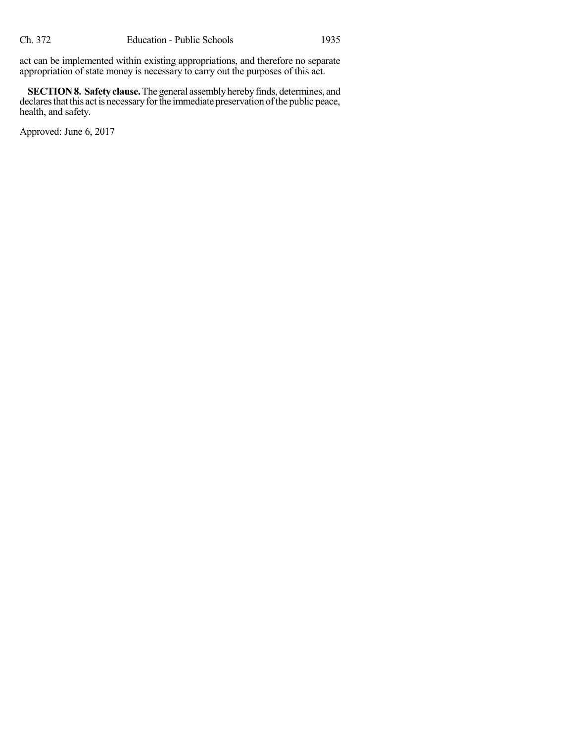act can be implemented within existing appropriations, and therefore no separate appropriation of state money is necessary to carry out the purposes of this act.

**SECTION 8. Safety clause.** The general assembly hereby finds, determines, and declares that this act is necessary for the immediate preservation of the public peace, health, and safety.

Approved: June 6, 2017